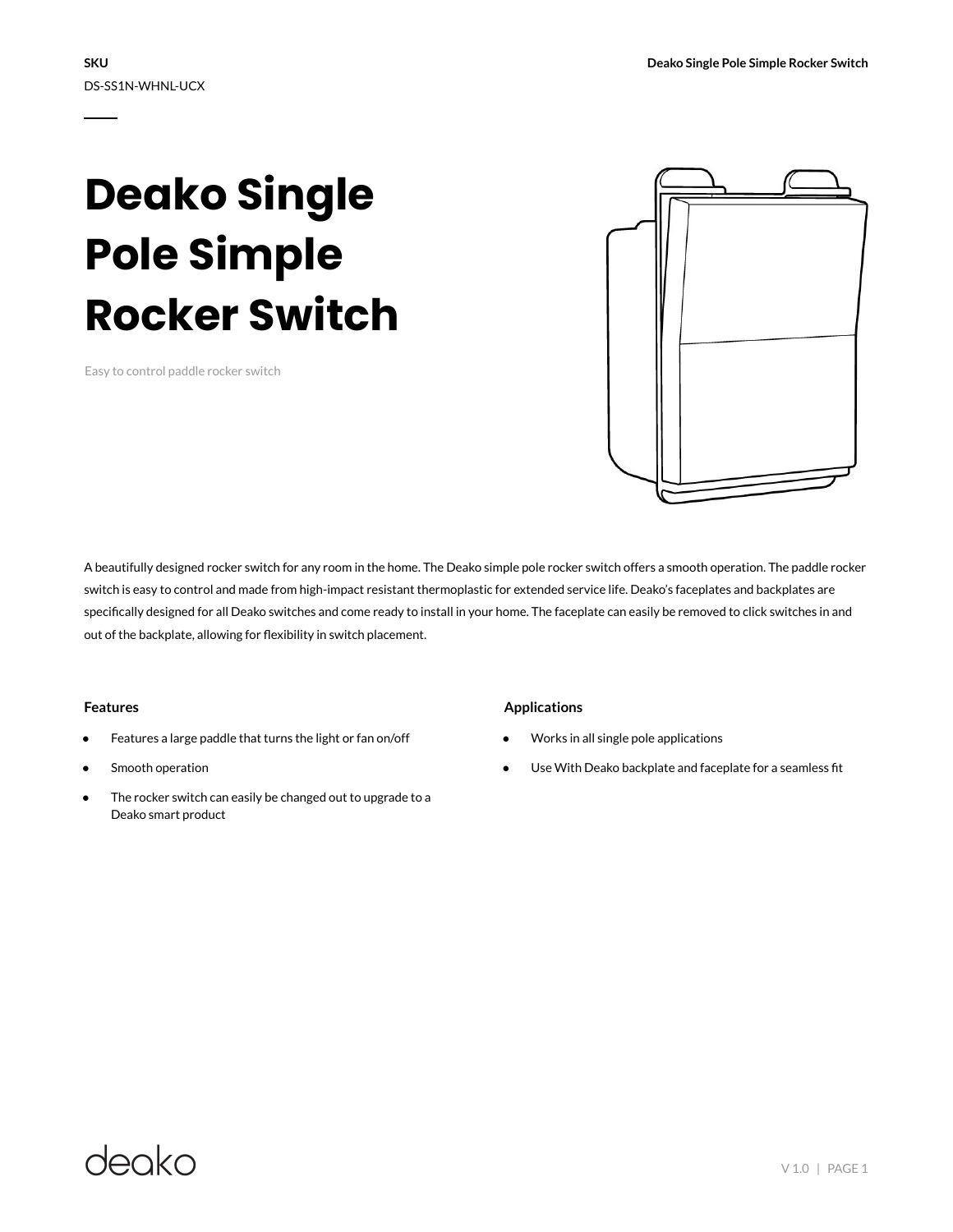**SKU**

DS-SS1N-WHNL-UCX

# Deako Single Pole Simple Rocker Switch

Easy to control paddle rocker switch

A beautifully designed rocker switch for any room in the home. The Deako simple pole rocker switch offers a smooth operation. The paddle rocker switch is easy to control and made from high-impact resistant thermoplastic for extended service life. Deako's faceplates and backplates are specifically designed for all Deako switches and come ready to install in your home. The faceplate can easily be removed to click switches in and out of the backplate, allowing for flexibility in switch placement.

### Features

- Features a large paddle that turns the light or fan on/off
- Smooth operation
- The rocker switch can easily be changed out to upgrade to a Deako smart product

### Applications

- Works in all single pole applications
- Use With Deako backplate and faceplate for a seamless fit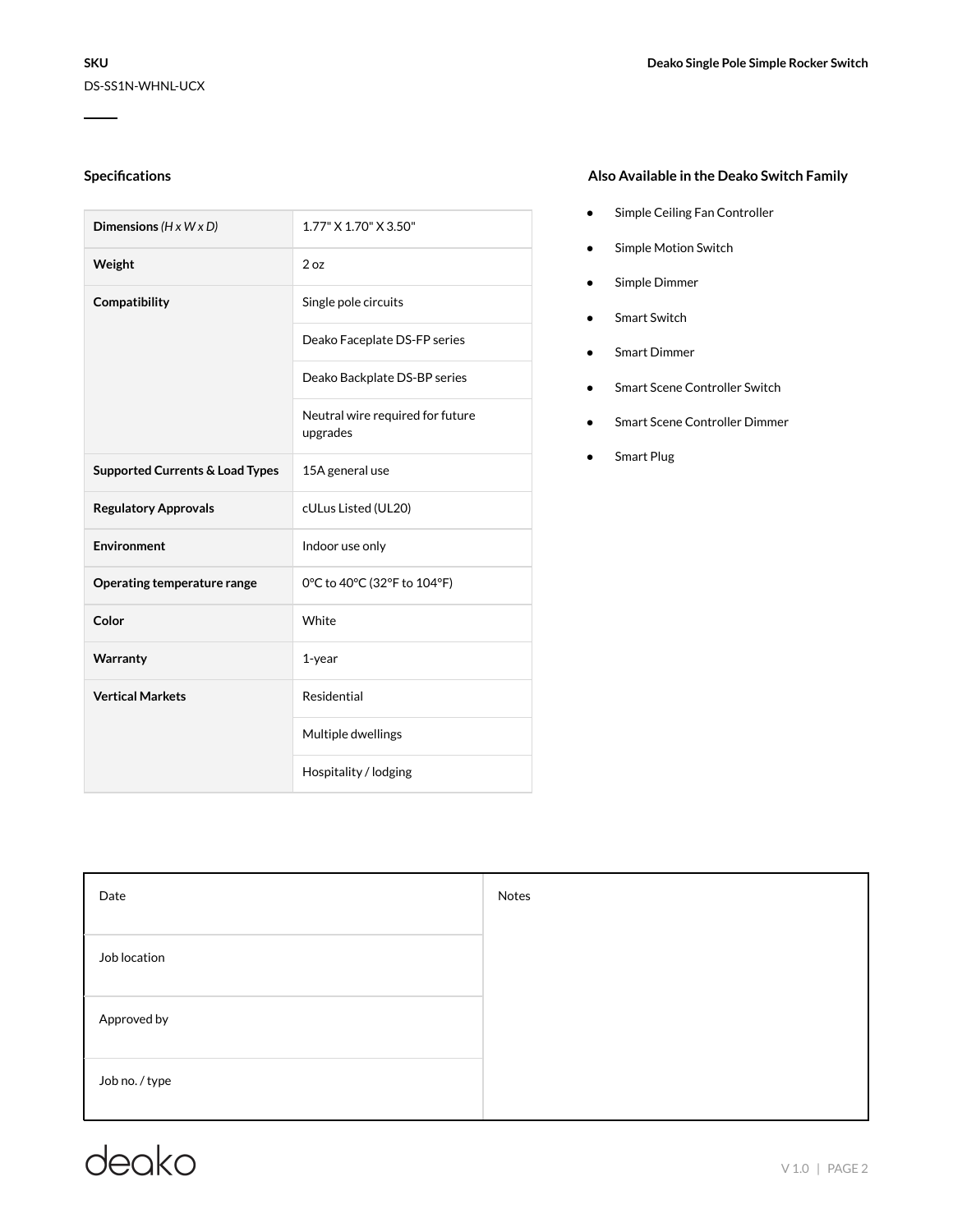**SKU**
DS-SS1N-WHNL-UCX

**Deako Single Pole Simple Rocker Switch**

## Specifications

| | |
|---|---|
| **Dimensions** *(H x W x D)* | 1.77" X 1.70" X 3.50" |
| **Weight** | 2 oz |
| **Compatibility** | Single pole circuits |
| | Deako Faceplate DS-FP series |
| | Deako Backplate DS-BP series |
| | Neutral wire required for future upgrades |
| **Supported Currents & Load Types** | 15A general use |
| **Regulatory Approvals** | cULus Listed (UL20) |
| **Environment** | Indoor use only |
| **Operating temperature range** | 0°C to 40°C (32°F to 104°F) |
| **Color** | White |
| **Warranty** | 1-year |
| **Vertical Markets** | Residential |
| | Multiple dwellings |
| | Hospitality / lodging |

## Also Available in the Deako Switch Family

- Simple Ceiling Fan Controller
- Simple Motion Switch
- Simple Dimmer
- Smart Switch
- Smart Dimmer
- Smart Scene Controller Switch
- Smart Scene Controller Dimmer
- Smart Plug

| | |
|---|---|
| Date | Notes |
| Job location | |
| Approved by | |
| Job no. / type | |

deako